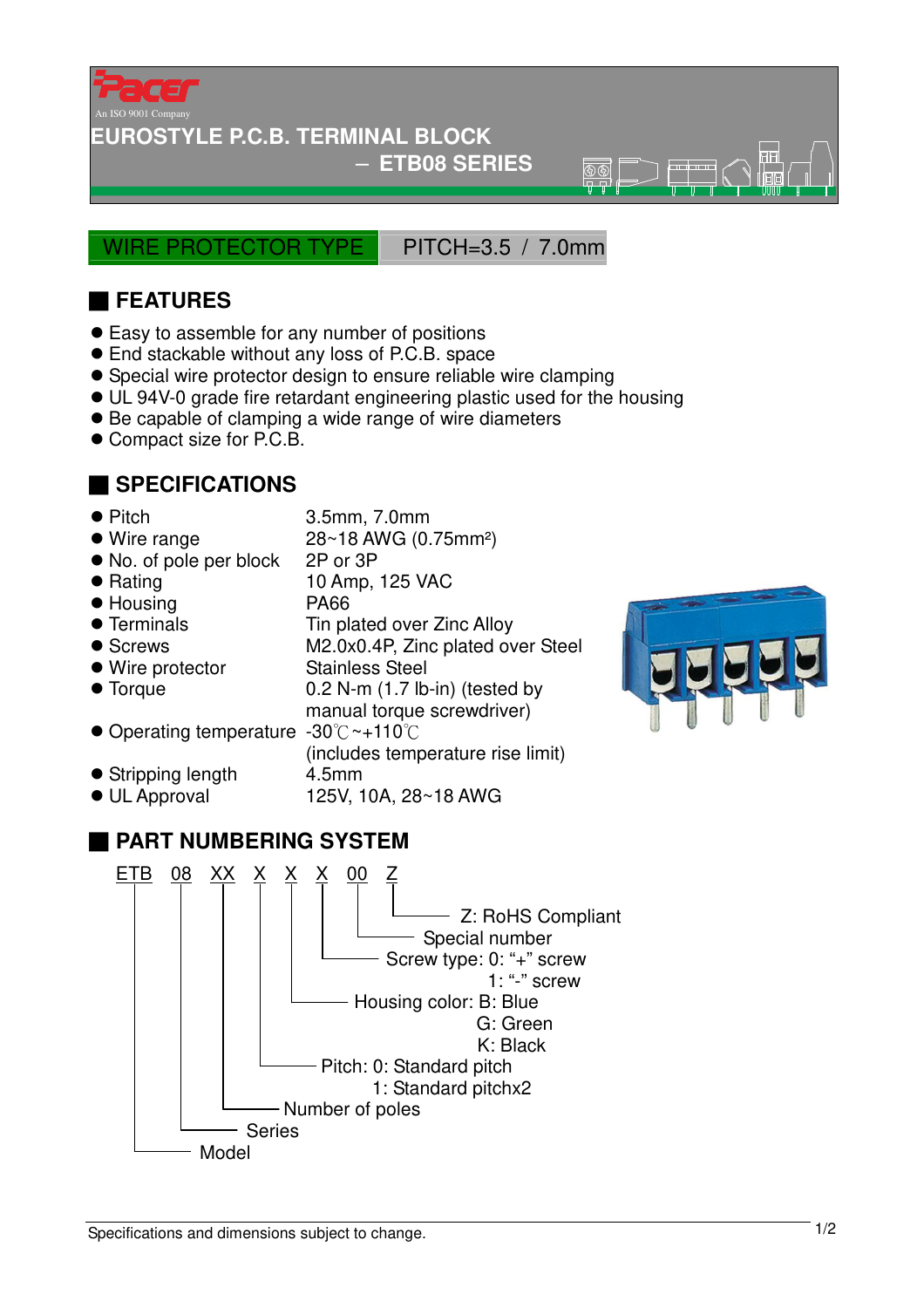Pacer

An ISO 9001 Company

# EUROSTYLE P.C.B. TERMINAL BLOCK

## – ETB08 SERIES

WIRE PROTECTOR TYPE | PITCH=3.5 / 7.0mm

## FEATURES

- Easy to assemble for any number of positions
- End stackable without any loss of P.C.B. space
- Special wire protector design to ensure reliable wire clamping
- UL 94V-0 grade fire retardant engineering plastic used for the housing
- Be capable of clamping a wide range of wire diameters
- Compact size for P.C.B.

## SPECIFICATIONS

- Pitch: 3.5mm, 7.0mm
- Wire range: 28~18 AWG (0.75mm²)
- No. of pole per block: 2P or 3P
- Rating: 10 Amp, 125 VAC
- Housing: PA66
- Terminals: Tin plated over Zinc Alloy
- Screws: M2.0x0.4P, Zinc plated over Steel
- Wire protector: Stainless Steel
- Torque: 0.2 N-m (1.7 lb-in) (tested by manual torque screwdriver)
- Operating temperature: -30℃~+110℃ (includes temperature rise limit)
- Stripping length: 4.5mm
- UL Approval: 125V, 10A, 28~18 AWG

## PART NUMBERING SYSTEM

ETB 08 XX X X X 00 Z

- Z: RoHS Compliant
- 00: Special number
- X: Screw type: 0: "+" screw; 1: "-" screw
- X: Housing color: B: Blue; G: Green; K: Black
- X: Pitch: 0: Standard pitch; 1: Standard pitchx2
- XX: Number of poles
- 08: Series
- ETB: Model

Specifications and dimensions subject to change.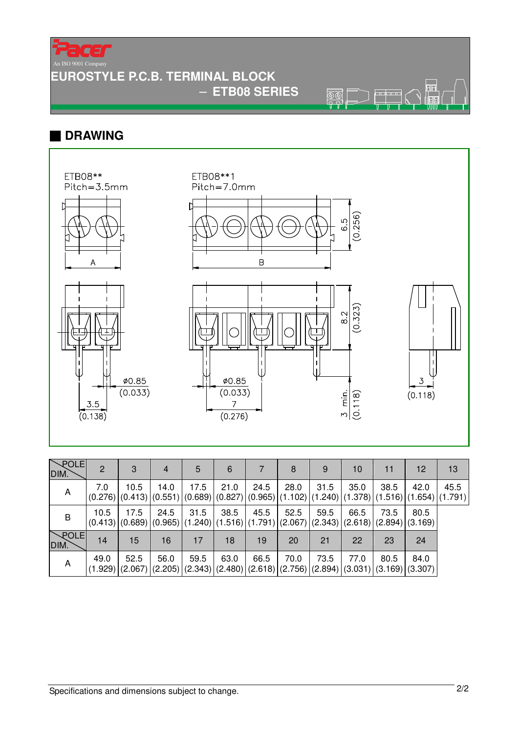# EUROSTYLE P.C.B. TERMINAL BLOCK
## – ETB08 SERIES

## DRAWING

ETB08**
Pitch=3.5mm

ETB08**1
Pitch=7.0mm

A

B

6.5
(0.256)

8.2
(0.323)

ø0.85
(0.033)

3.5
(0.138)

ø0.85
(0.033)

7
(0.276)

3 min.
(0.118)

3
(0.118)

| POLE / DIM. | 2 | 3 | 4 | 5 | 6 | 7 | 8 | 9 | 10 | 11 | 12 | 13 |
|---|---|---|---|---|---|---|---|---|---|---|---|---|
| A | 7.0 (0.276) | 10.5 (0.413) | 14.0 (0.551) | 17.5 (0.689) | 21.0 (0.827) | 24.5 (0.965) | 28.0 (1.102) | 31.5 (1.240) | 35.0 (1.378) | 38.5 (1.516) | 42.0 (1.654) | 45.5 (1.791) |
| B | 10.5 (0.413) | 17.5 (0.689) | 24.5 (0.965) | 31.5 (1.240) | 38.5 (1.516) | 45.5 (1.791) | 52.5 (2.067) | 59.5 (2.343) | 66.5 (2.618) | 73.5 (2.894) | 80.5 (3.169) | |
| **POLE / DIM.** | **14** | **15** | **16** | **17** | **18** | **19** | **20** | **21** | **22** | **23** | **24** | |
| A | 49.0 (1.929) | 52.5 (2.067) | 56.0 (2.205) | 59.5 (2.343) | 63.0 (2.480) | 66.5 (2.618) | 70.0 (2.756) | 73.5 (2.894) | 77.0 (3.031) | 80.5 (3.169) | 84.0 (3.307) | |

Specifications and dimensions subject to change.